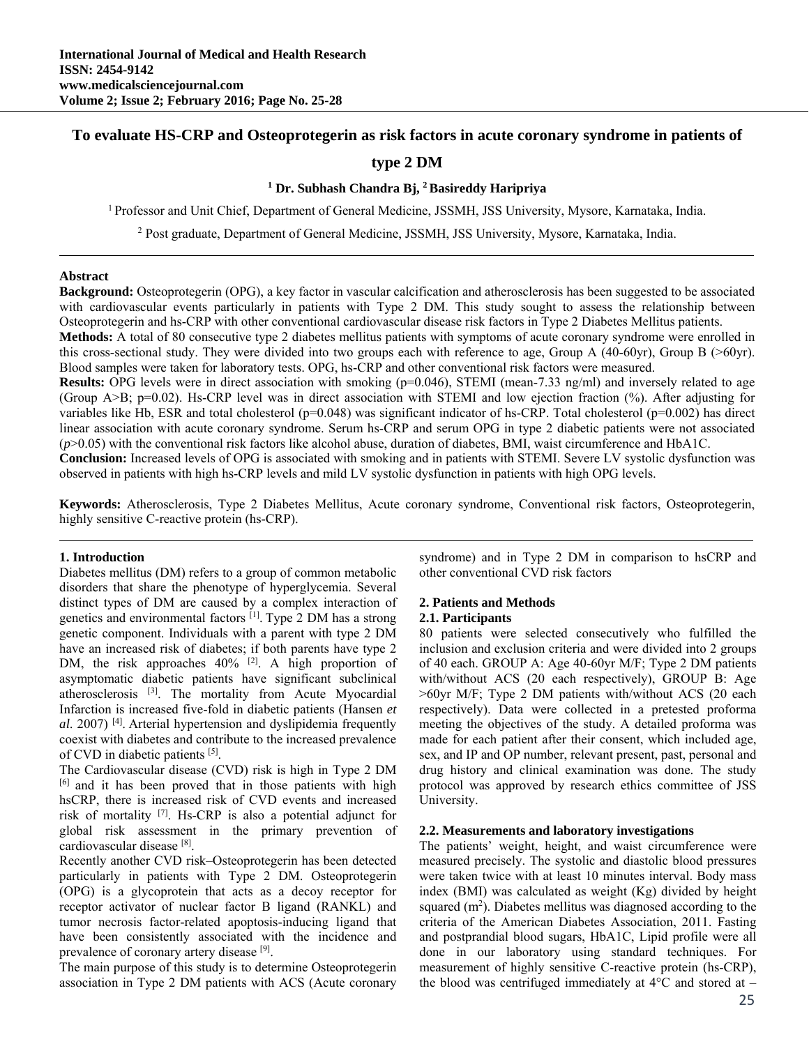# To evaluate HS-CRP and Osteoprotegerin as risk factors in acute coronary syndrome in patients of type 2 DM

**[1] Dr. Subhash Chandra Bj, [2] Basireddy Haripriya**

[1] Professor and Unit Chief, Department of General Medicine, JSSMH, JSS University, Mysore, Karnataka, India.

[2] Post graduate, Department of General Medicine, JSSMH, JSS University, Mysore, Karnataka, India.

---

### Abstract

**Background:** Osteoprotegerin (OPG), a key factor in vascular calcification and atherosclerosis has been suggested to be associated with cardiovascular events particularly in patients with Type 2 DM. This study sought to assess the relationship between Osteoprotegerin and hs-CRP with other conventional cardiovascular disease risk factors in Type 2 Diabetes Mellitus patients.

**Methods:** A total of 80 consecutive type 2 diabetes mellitus patients with symptoms of acute coronary syndrome were enrolled in this cross-sectional study. They were divided into two groups each with reference to age, Group A (40-60yr), Group B (>60yr). Blood samples were taken for laboratory tests. OPG, hs-CRP and other conventional risk factors were measured.

**Results:** OPG levels were in direct association with smoking ($p=0.046$), STEMI (mean-7.33 ng/ml) and inversely related to age (Group A>B; $p=0.02$). Hs-CRP level was in direct association with STEMI and low ejection fraction (%). After adjusting for variables like Hb, ESR and total cholesterol ($p=0.048$) was significant indicator of hs-CRP. Total cholesterol ($p=0.002$) has direct linear association with acute coronary syndrome. Serum hs-CRP and serum OPG in type 2 diabetic patients were not associated ($p>0.05$) with the conventional risk factors like alcohol abuse, duration of diabetes, BMI, waist circumference and HbA1C.

**Conclusion:** Increased levels of OPG is associated with smoking and in patients with STEMI. Severe LV systolic dysfunction was observed in patients with high hs-CRP levels and mild LV systolic dysfunction in patients with high OPG levels.

**Keywords:** Atherosclerosis, Type 2 Diabetes Mellitus, Acute coronary syndrome, Conventional risk factors, Osteoprotegerin, highly sensitive C-reactive protein (hs-CRP).

---

## 1. Introduction

Diabetes mellitus (DM) refers to a group of common metabolic disorders that share the phenotype of hyperglycemia. Several distinct types of DM are caused by a complex interaction of genetics and environmental factors [1]. Type 2 DM has a strong genetic component. Individuals with a parent with type 2 DM have an increased risk of diabetes; if both parents have type 2 DM, the risk approaches 40% [2]. A high proportion of asymptomatic diabetic patients have significant subclinical atherosclerosis [3]. The mortality from Acute Myocardial Infarction is increased five-fold in diabetic patients (Hansen *et al.* 2007) [4]. Arterial hypertension and dyslipidemia frequently coexist with diabetes and contribute to the increased prevalence of CVD in diabetic patients [5].

The Cardiovascular disease (CVD) risk is high in Type 2 DM [6] and it has been proved that in those patients with high hsCRP, there is increased risk of CVD events and increased risk of mortality [7]. Hs-CRP is also a potential adjunct for global risk assessment in the primary prevention of cardiovascular disease [8].

Recently another CVD risk–Osteoprotegerin has been detected particularly in patients with Type 2 DM. Osteoprotegerin (OPG) is a glycoprotein that acts as a decoy receptor for receptor activator of nuclear factor B ligand (RANKL) and tumor necrosis factor-related apoptosis-inducing ligand that have been consistently associated with the incidence and prevalence of coronary artery disease [9].

The main purpose of this study is to determine Osteoprotegerin association in Type 2 DM patients with ACS (Acute coronary syndrome) and in Type 2 DM in comparison to hsCRP and other conventional CVD risk factors

## 2. Patients and Methods

### 2.1. Participants

80 patients were selected consecutively who fulfilled the inclusion and exclusion criteria and were divided into 2 groups of 40 each. GROUP A: Age 40-60yr M/F; Type 2 DM patients with/without ACS (20 each respectively), GROUP B: Age >60yr M/F; Type 2 DM patients with/without ACS (20 each respectively). Data were collected in a pretested proforma meeting the objectives of the study. A detailed proforma was made for each patient after their consent, which included age, sex, and IP and OP number, relevant present, past, personal and drug history and clinical examination was done. The study protocol was approved by research ethics committee of JSS University.

### 2.2. Measurements and laboratory investigations

The patients' weight, height, and waist circumference were measured precisely. The systolic and diastolic blood pressures were taken twice with at least 10 minutes interval. Body mass index (BMI) was calculated as weight (Kg) divided by height squared ($m^2$). Diabetes mellitus was diagnosed according to the criteria of the American Diabetes Association, 2011. Fasting and postprandial blood sugars, HbA1C, Lipid profile were all done in our laboratory using standard techniques. For measurement of highly sensitive C-reactive protein (hs-CRP), the blood was centrifuged immediately at 4°C and stored at –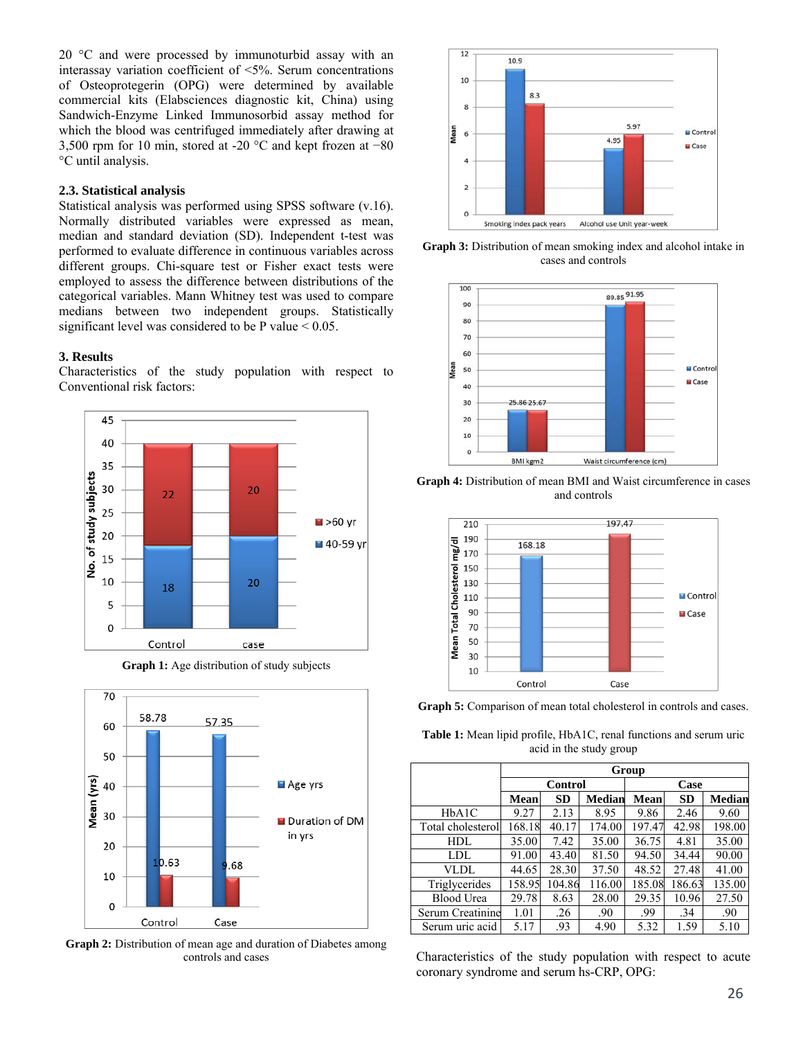20 °C and were processed by immunoturbid assay with an interassay variation coefficient of <5%. Serum concentrations of Osteoprotegerin (OPG) were determined by available commercial kits (Elabsciences diagnostic kit, China) using Sandwich-Enzyme Linked Immunosorbid assay method for which the blood was centrifuged immediately after drawing at 3,500 rpm for 10 min, stored at -20 °C and kept frozen at −80 °C until analysis.

### 2.3. Statistical analysis

Statistical analysis was performed using SPSS software (v.16). Normally distributed variables were expressed as mean, median and standard deviation (SD). Independent t-test was performed to evaluate difference in continuous variables across different groups. Chi-square test or Fisher exact tests were employed to assess the difference between distributions of the categorical variables. Mann Whitney test was used to compare medians between two independent groups. Statistically significant level was considered to be P value < 0.05.

## 3. Results

Characteristics of the study population with respect to Conventional risk factors:

**Graph 1:** Age distribution of study subjects

**Graph 2:** Distribution of mean age and duration of Diabetes among controls and cases

**Graph 3:** Distribution of mean smoking index and alcohol intake in cases and controls

**Graph 4:** Distribution of mean BMI and Waist circumference in cases and controls

**Graph 5:** Comparison of mean total cholesterol in controls and cases.

**Table 1:** Mean lipid profile, HbA1C, renal functions and serum uric acid in the study group

| | Group | | | | | |
|---|---|---|---|---|---|---|
| | Control | | | Case | | |
| | Mean | SD | Median | Mean | SD | Median |
| HbA1C | 9.27 | 2.13 | 8.95 | 9.86 | 2.46 | 9.60 |
| Total cholesterol | 168.18 | 40.17 | 174.00 | 197.47 | 42.98 | 198.00 |
| HDL | 35.00 | 7.42 | 35.00 | 36.75 | 4.81 | 35.00 |
| LDL | 91.00 | 43.40 | 81.50 | 94.50 | 34.44 | 90.00 |
| VLDL | 44.65 | 28.30 | 37.50 | 48.52 | 27.48 | 41.00 |
| Triglycerides | 158.95 | 104.86 | 116.00 | 185.08 | 186.63 | 135.00 |
| Blood Urea | 29.78 | 8.63 | 28.00 | 29.35 | 10.96 | 27.50 |
| Serum Creatinine | 1.01 | .26 | .90 | .99 | .34 | .90 |
| Serum uric acid | 5.17 | .93 | 4.90 | 5.32 | 1.59 | 5.10 |

Characteristics of the study population with respect to acute coronary syndrome and serum hs-CRP, OPG: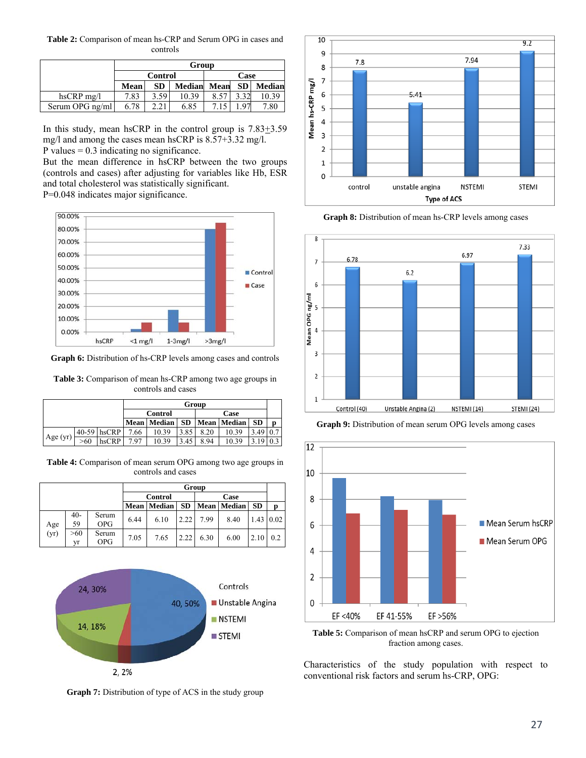**Table 2:** Comparison of mean hs-CRP and Serum OPG in cases and controls

| | Group | | | | | |
|---|---|---|---|---|---|---|
| | Control | | | Case | | |
| | Mean | SD | Median | Mean | SD | Median |
| hsCRP mg/l | 7.83 | 3.59 | 10.39 | 8.57 | 3.32 | 10.39 |
| Serum OPG ng/ml | 6.78 | 2.21 | 6.85 | 7.15 | 1.97 | 7.80 |

In this study, mean hsCRP in the control group is 7.83±3.59 mg/l and among the cases mean hsCRP is 8.57+3.32 mg/l.
P values = 0.3 indicating no significance.
But the mean difference in hsCRP between the two groups (controls and cases) after adjusting for variables like Hb, ESR and total cholesterol was statistically significant.
P=0.048 indicates major significance.

**Graph 6:** Distribution of hs-CRP levels among cases and controls

**Table 3:** Comparison of mean hs-CRP among two age groups in controls and cases

| | | | Group | | | | | | |
|---|---|---|---|---|---|---|---|---|---|
| | | | Control | | | Case | | | |
| | | | Mean | Median | SD | Mean | Median | SD | p |
| Age (yr) | 40-59 | hsCRP | 7.66 | 10.39 | 3.85 | 8.20 | 10.39 | 3.49 | 0.7 |
| | >60 | hsCRP | 7.97 | 10.39 | 3.45 | 8.94 | 10.39 | 3.19 | 0.3 |

**Table 4:** Comparison of mean serum OPG among two age groups in controls and cases

| | | | Group | | | | | | |
|---|---|---|---|---|---|---|---|---|---|
| | | | Control | | | Case | | | |
| | | | Mean | Median | SD | Mean | Median | SD | p |
| Age (yr) | 40-59 | Serum OPG | 6.44 | 6.10 | 2.22 | 7.99 | 8.40 | 1.43 | 0.02 |
| | >60 yr | Serum OPG | 7.05 | 7.65 | 2.22 | 6.30 | 6.00 | 2.10 | 0.2 |

**Graph 7:** Distribution of type of ACS in the study group

**Graph 8:** Distribution of mean hs-CRP levels among cases

**Graph 9:** Distribution of mean serum OPG levels among cases

**Table 5:** Comparison of mean hsCRP and serum OPG to ejection fraction among cases.

Characteristics of the study population with respect to conventional risk factors and serum hs-CRP, OPG: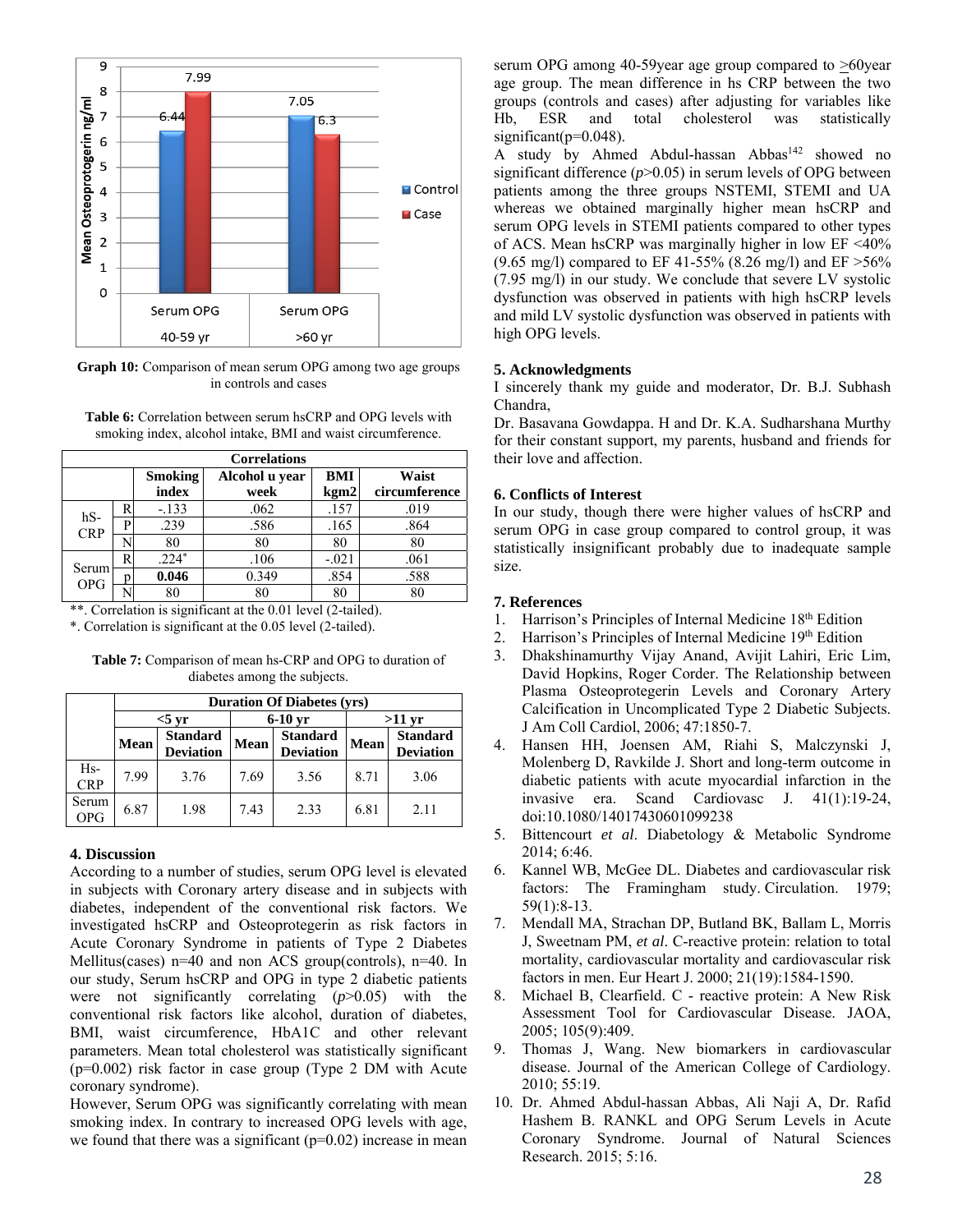9
8
7
6
5
4
3
2
1
0

Mean Osteoprotegerin ng/ml

7.99
6.44
7.05
6.3

Serum OPG
40-59 yr
Serum OPG
>60 yr

Control
Case

**Graph 10:** Comparison of mean serum OPG among two age groups in controls and cases

**Table 6:** Correlation between serum hsCRP and OPG levels with smoking index, alcohol intake, BMI and waist circumference.

| Correlations | | | | | | |
|---|---|---|---|---|---|---|
| | | Smoking index | Alcohol u year week | BMI kgm2 | Waist circumference |
| hS-CRP | R | -.133 | .062 | .157 | .019 |
| | P | .239 | .586 | .165 | .864 |
| | N | 80 | 80 | 80 | 80 |
| Serum OPG | R | .224* | .106 | -.021 | .061 |
| | p | **0.046** | 0.349 | .854 | .588 |
| | N | 80 | 80 | 80 | 80 |

**. Correlation is significant at the 0.01 level (2-tailed).

*. Correlation is significant at the 0.05 level (2-tailed).

**Table 7:** Comparison of mean hs-CRP and OPG to duration of diabetes among the subjects.

| | Duration Of Diabetes (yrs) | | | | | |
|---|---|---|---|---|---|---|
| | <5 yr | | 6-10 yr | | >11 yr | |
| | Mean | Standard Deviation | Mean | Standard Deviation | Mean | Standard Deviation |
| Hs-CRP | 7.99 | 3.76 | 7.69 | 3.56 | 8.71 | 3.06 |
| Serum OPG | 6.87 | 1.98 | 7.43 | 2.33 | 6.81 | 2.11 |

## 4. Discussion

According to a number of studies, serum OPG level is elevated in subjects with Coronary artery disease and in subjects with diabetes, independent of the conventional risk factors. We investigated hsCRP and Osteoprotegerin as risk factors in Acute Coronary Syndrome in patients of Type 2 Diabetes Mellitus(cases) n=40 and non ACS group(controls), n=40. In our study, Serum hsCRP and OPG in type 2 diabetic patients were not significantly correlating ($p>0.05$) with the conventional risk factors like alcohol, duration of diabetes, BMI, waist circumference, HbA1C and other relevant parameters. Mean total cholesterol was statistically significant (p=0.002) risk factor in case group (Type 2 DM with Acute coronary syndrome).

However, Serum OPG was significantly correlating with mean smoking index. In contrary to increased OPG levels with age, we found that there was a significant (p=0.02) increase in mean serum OPG among 40-59year age group compared to ≥60year age group. The mean difference in hs CRP between the two groups (controls and cases) after adjusting for variables like Hb, ESR and total cholesterol was statistically significant(p=0.048).

A study by Ahmed Abdul-hassan Abbas[142] showed no significant difference ($p>0.05$) in serum levels of OPG between patients among the three groups NSTEMI, STEMI and UA whereas we obtained marginally higher mean hsCRP and serum OPG levels in STEMI patients compared to other types of ACS. Mean hsCRP was marginally higher in low EF <40% (9.65 mg/l) compared to EF 41-55% (8.26 mg/l) and EF >56% (7.95 mg/l) in our study. We conclude that severe LV systolic dysfunction was observed in patients with high hsCRP levels and mild LV systolic dysfunction was observed in patients with high OPG levels.

## 5. Acknowledgments

I sincerely thank my guide and moderator, Dr. B.J. Subhash Chandra,

Dr. Basavana Gowdappa. H and Dr. K.A. Sudharshana Murthy for their constant support, my parents, husband and friends for their love and affection.

## 6. Conflicts of Interest

In our study, though there were higher values of hsCRP and serum OPG in case group compared to control group, it was statistically insignificant probably due to inadequate sample size.

## 7. References

1. Harrison's Principles of Internal Medicine 18th Edition
2. Harrison's Principles of Internal Medicine 19th Edition
3. Dhakshinamurthy Vijay Anand, Avijit Lahiri, Eric Lim, David Hopkins, Roger Corder. The Relationship between Plasma Osteoprotegerin Levels and Coronary Artery Calcification in Uncomplicated Type 2 Diabetic Subjects. J Am Coll Cardiol, 2006; 47:1850-7.
4. Hansen HH, Joensen AM, Riahi S, Malczynski J, Molenberg D, Ravkilde J. Short and long-term outcome in diabetic patients with acute myocardial infarction in the invasive era. Scand Cardiovasc J. 41(1):19-24, doi:10.1080/14017430601099238
5. Bittencourt *et al*. Diabetology & Metabolic Syndrome 2014; 6:46.
6. Kannel WB, McGee DL. Diabetes and cardiovascular risk factors: The Framingham study. Circulation. 1979; 59(1):8-13.
7. Mendall MA, Strachan DP, Butland BK, Ballam L, Morris J, Sweetnam PM, *et al*. C-reactive protein: relation to total mortality, cardiovascular mortality and cardiovascular risk factors in men. Eur Heart J. 2000; 21(19):1584-1590.
8. Michael B, Clearfield. C - reactive protein: A New Risk Assessment Tool for Cardiovascular Disease. JAOA, 2005; 105(9):409.
9. Thomas J, Wang. New biomarkers in cardiovascular disease. Journal of the American College of Cardiology. 2010; 55:19.
10. Dr. Ahmed Abdul-hassan Abbas, Ali Naji A, Dr. Rafid Hashem B. RANKL and OPG Serum Levels in Acute Coronary Syndrome. Journal of Natural Sciences Research. 2015; 5:16.